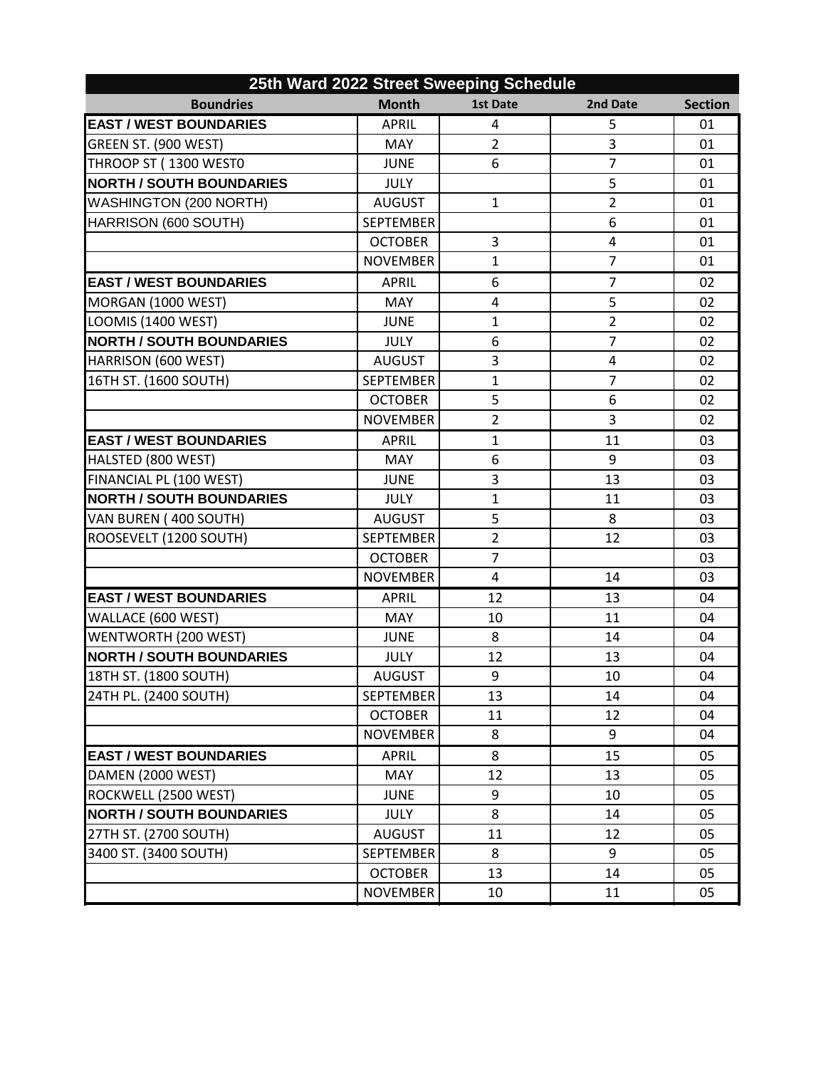| 25th Ward 2022 Street Sweeping Schedule | | | | |
|---|---|---|---|---|
| **Boundries** | **Month** | **1st Date** | **2nd Date** | **Section** |
| **EAST / WEST BOUNDARIES** | APRIL | 4 | 5 | 01 |
| GREEN ST. (900 WEST) | MAY | 2 | 3 | 01 |
| THROOP ST ( 1300 WEST0 | JUNE | 6 | 7 | 01 |
| **NORTH / SOUTH BOUNDARIES** | JULY | | 5 | 01 |
| WASHINGTON (200 NORTH) | AUGUST | 1 | 2 | 01 |
| HARRISON (600 SOUTH) | SEPTEMBER | | 6 | 01 |
| | OCTOBER | 3 | 4 | 01 |
| | NOVEMBER | 1 | 7 | 01 |
| **EAST / WEST BOUNDARIES** | APRIL | 6 | 7 | 02 |
| MORGAN (1000 WEST) | MAY | 4 | 5 | 02 |
| LOOMIS (1400 WEST) | JUNE | 1 | 2 | 02 |
| **NORTH / SOUTH BOUNDARIES** | JULY | 6 | 7 | 02 |
| HARRISON (600 WEST) | AUGUST | 3 | 4 | 02 |
| 16TH ST. (1600 SOUTH) | SEPTEMBER | 1 | 7 | 02 |
| | OCTOBER | 5 | 6 | 02 |
| | NOVEMBER | 2 | 3 | 02 |
| **EAST / WEST BOUNDARIES** | APRIL | 1 | 11 | 03 |
| HALSTED (800 WEST) | MAY | 6 | 9 | 03 |
| FINANCIAL PL (100 WEST) | JUNE | 3 | 13 | 03 |
| **NORTH / SOUTH BOUNDARIES** | JULY | 1 | 11 | 03 |
| VAN BUREN ( 400 SOUTH) | AUGUST | 5 | 8 | 03 |
| ROOSEVELT (1200 SOUTH) | SEPTEMBER | 2 | 12 | 03 |
| | OCTOBER | 7 | | 03 |
| | NOVEMBER | 4 | 14 | 03 |
| **EAST / WEST BOUNDARIES** | APRIL | 12 | 13 | 04 |
| WALLACE (600 WEST) | MAY | 10 | 11 | 04 |
| WENTWORTH (200 WEST) | JUNE | 8 | 14 | 04 |
| **NORTH / SOUTH BOUNDARIES** | JULY | 12 | 13 | 04 |
| 18TH ST. (1800 SOUTH) | AUGUST | 9 | 10 | 04 |
| 24TH PL. (2400 SOUTH) | SEPTEMBER | 13 | 14 | 04 |
| | OCTOBER | 11 | 12 | 04 |
| | NOVEMBER | 8 | 9 | 04 |
| **EAST / WEST BOUNDARIES** | APRIL | 8 | 15 | 05 |
| DAMEN (2000 WEST) | MAY | 12 | 13 | 05 |
| ROCKWELL (2500 WEST) | JUNE | 9 | 10 | 05 |
| **NORTH / SOUTH BOUNDARIES** | JULY | 8 | 14 | 05 |
| 27TH ST. (2700 SOUTH) | AUGUST | 11 | 12 | 05 |
| 3400 ST. (3400 SOUTH) | SEPTEMBER | 8 | 9 | 05 |
| | OCTOBER | 13 | 14 | 05 |
| | NOVEMBER | 10 | 11 | 05 |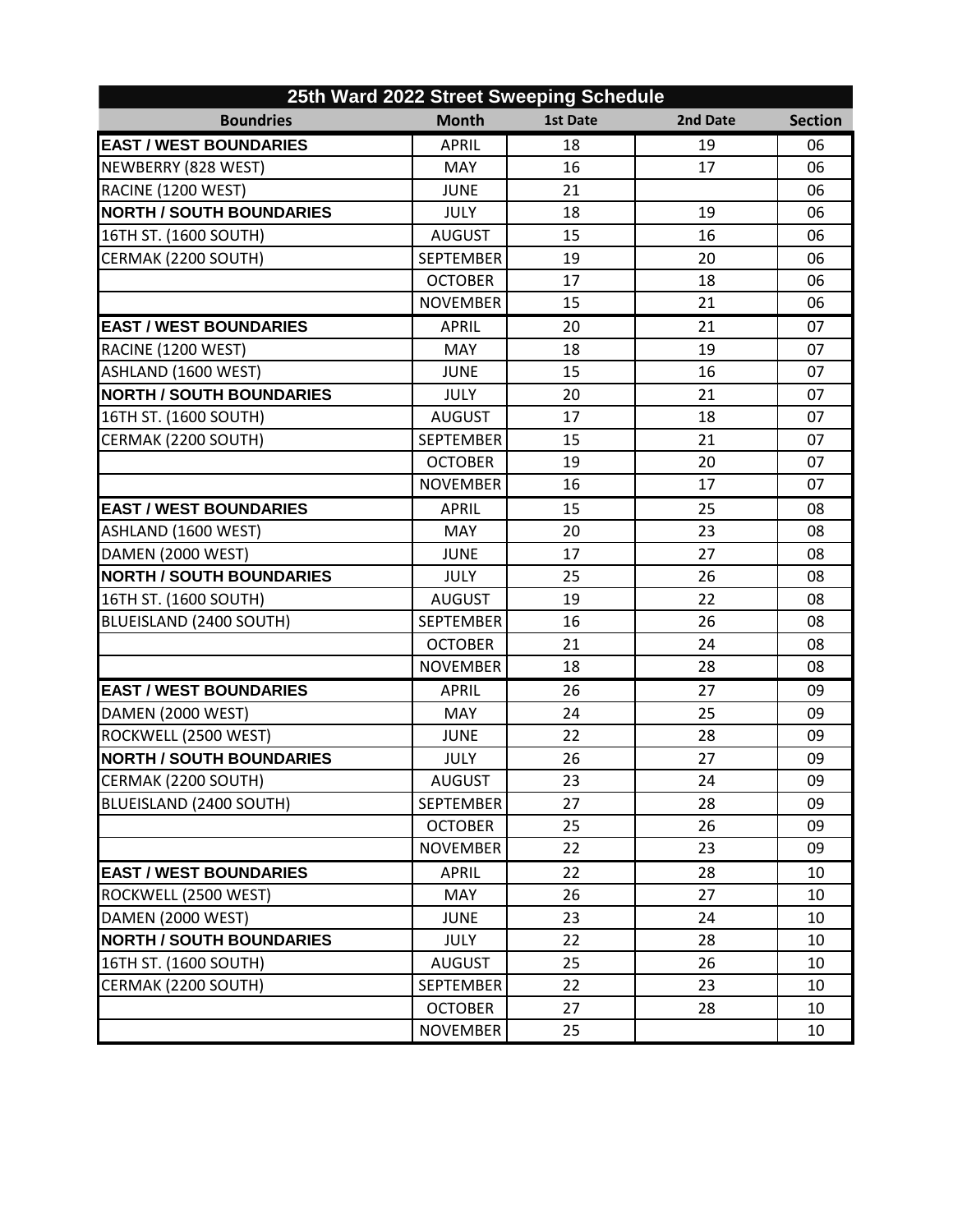| 25th Ward 2022 Street Sweeping Schedule | | | | |
|---|---|---|---|---|
| **Boundries** | **Month** | **1st Date** | **2nd Date** | **Section** |
| **EAST / WEST BOUNDARIES** | APRIL | 18 | 19 | 06 |
| NEWBERRY (828 WEST) | MAY | 16 | 17 | 06 |
| RACINE (1200 WEST) | JUNE | 21 | | 06 |
| **NORTH / SOUTH BOUNDARIES** | JULY | 18 | 19 | 06 |
| 16TH ST. (1600 SOUTH) | AUGUST | 15 | 16 | 06 |
| CERMAK (2200 SOUTH) | SEPTEMBER | 19 | 20 | 06 |
| | OCTOBER | 17 | 18 | 06 |
| | NOVEMBER | 15 | 21 | 06 |
| **EAST / WEST BOUNDARIES** | APRIL | 20 | 21 | 07 |
| RACINE (1200 WEST) | MAY | 18 | 19 | 07 |
| ASHLAND (1600 WEST) | JUNE | 15 | 16 | 07 |
| **NORTH / SOUTH BOUNDARIES** | JULY | 20 | 21 | 07 |
| 16TH ST. (1600 SOUTH) | AUGUST | 17 | 18 | 07 |
| CERMAK (2200 SOUTH) | SEPTEMBER | 15 | 21 | 07 |
| | OCTOBER | 19 | 20 | 07 |
| | NOVEMBER | 16 | 17 | 07 |
| **EAST / WEST BOUNDARIES** | APRIL | 15 | 25 | 08 |
| ASHLAND (1600 WEST) | MAY | 20 | 23 | 08 |
| DAMEN (2000 WEST) | JUNE | 17 | 27 | 08 |
| **NORTH / SOUTH BOUNDARIES** | JULY | 25 | 26 | 08 |
| 16TH ST. (1600 SOUTH) | AUGUST | 19 | 22 | 08 |
| BLUEISLAND (2400 SOUTH) | SEPTEMBER | 16 | 26 | 08 |
| | OCTOBER | 21 | 24 | 08 |
| | NOVEMBER | 18 | 28 | 08 |
| **EAST / WEST BOUNDARIES** | APRIL | 26 | 27 | 09 |
| DAMEN (2000 WEST) | MAY | 24 | 25 | 09 |
| ROCKWELL (2500 WEST) | JUNE | 22 | 28 | 09 |
| **NORTH / SOUTH BOUNDARIES** | JULY | 26 | 27 | 09 |
| CERMAK (2200 SOUTH) | AUGUST | 23 | 24 | 09 |
| BLUEISLAND (2400 SOUTH) | SEPTEMBER | 27 | 28 | 09 |
| | OCTOBER | 25 | 26 | 09 |
| | NOVEMBER | 22 | 23 | 09 |
| **EAST / WEST BOUNDARIES** | APRIL | 22 | 28 | 10 |
| ROCKWELL (2500 WEST) | MAY | 26 | 27 | 10 |
| DAMEN (2000 WEST) | JUNE | 23 | 24 | 10 |
| **NORTH / SOUTH BOUNDARIES** | JULY | 22 | 28 | 10 |
| 16TH ST. (1600 SOUTH) | AUGUST | 25 | 26 | 10 |
| CERMAK (2200 SOUTH) | SEPTEMBER | 22 | 23 | 10 |
| | OCTOBER | 27 | 28 | 10 |
| | NOVEMBER | 25 | | 10 |